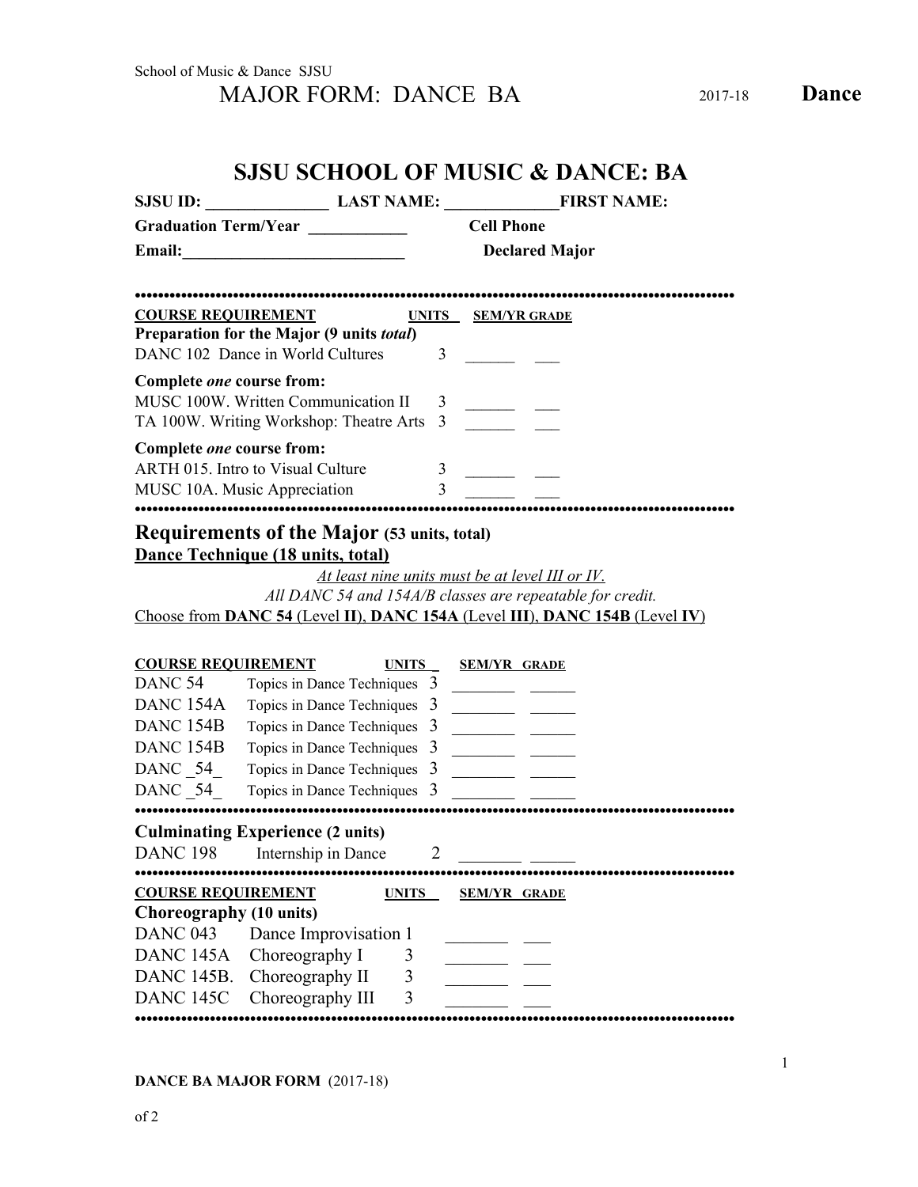School of Music & Dance SJSU

# MAJOR FORM: DANCE BA

2017-18 **Dance**

## SJSU SCHOOL OF MUSIC & DANCE: BA

**SJSU ID: _______________ LAST NAME: ______________FIRST NAME:**

**Graduation Term/Year ____________ Cell Phone**

**Email:___________________________ Declared Major**

•••••••••••••••••••••••••••••••••••••••••••••••••••••••••••••••••••••••••••••••••••••••••••

| COURSE REQUIREMENT | UNITS | SEM/YR | GRADE |
|---|---|---|---|
| **Preparation for the Major (9 units *total*)** | | | |
| DANC 102 Dance in World Cultures | 3 | ______ | ___ |
| **Complete *one* course from:** | | | |
| MUSC 100W. Written Communication II | 3 | ______ | ___ |
| TA 100W. Writing Workshop: Theatre Arts | 3 | ______ | ___ |
| **Complete *one* course from:** | | | |
| ARTH 015. Intro to Visual Culture | 3 | ______ | ___ |
| MUSC 10A. Music Appreciation | 3 | ______ | ___ |

•••••••••••••••••••••••••••••••••••••••••••••••••••••••••••••••••••••••••••••••••••••••••••

## Requirements of the Major (53 units, total)

**Dance Technique (18 units, total)**

*At least nine units must be at level III or IV.*

*All DANC 54 and 154A/B classes are repeatable for credit.*

Choose from **DANC 54** (Level **II**), **DANC 154A** (Level **III**), **DANC 154B** (Level **IV**)

| COURSE REQUIREMENT | | UNITS | SEM/YR | GRADE |
|---|---|---|---|---|
| DANC 54 | Topics in Dance Techniques | 3 | _______ | _____ |
| DANC 154A | Topics in Dance Techniques | 3 | _______ | _____ |
| DANC 154B | Topics in Dance Techniques | 3 | _______ | _____ |
| DANC 154B | Topics in Dance Techniques | 3 | _______ | _____ |
| DANC _54_ | Topics in Dance Techniques | 3 | _______ | _____ |
| DANC _54_ | Topics in Dance Techniques | 3 | _______ | _____ |

•••••••••••••••••••••••••••••••••••••••••••••••••••••••••••••••••••••••••••••••••••••••••••

**Culminating Experience (2 units)**

| | | | | |
|---|---|---|---|---|
| DANC 198 | Internship in Dance | 2 | _______ | _____ |

•••••••••••••••••••••••••••••••••••••••••••••••••••••••••••••••••••••••••••••••••••••••••••

| COURSE REQUIREMENT | | UNITS | SEM/YR | GRADE |
|---|---|---|---|---|
| **Choreography (10 units)** | | | | |
| DANC 043 | Dance Improvisation | 1 | _______ | ___ |
| DANC 145A | Choreography I | 3 | _______ | ___ |
| DANC 145B. | Choreography II | 3 | _______ | ___ |
| DANC 145C | Choreography III | 3 | _______ | ___ |

•••••••••••••••••••••••••••••••••••••••••••••••••••••••••••••••••••••••••••••••••••••••••••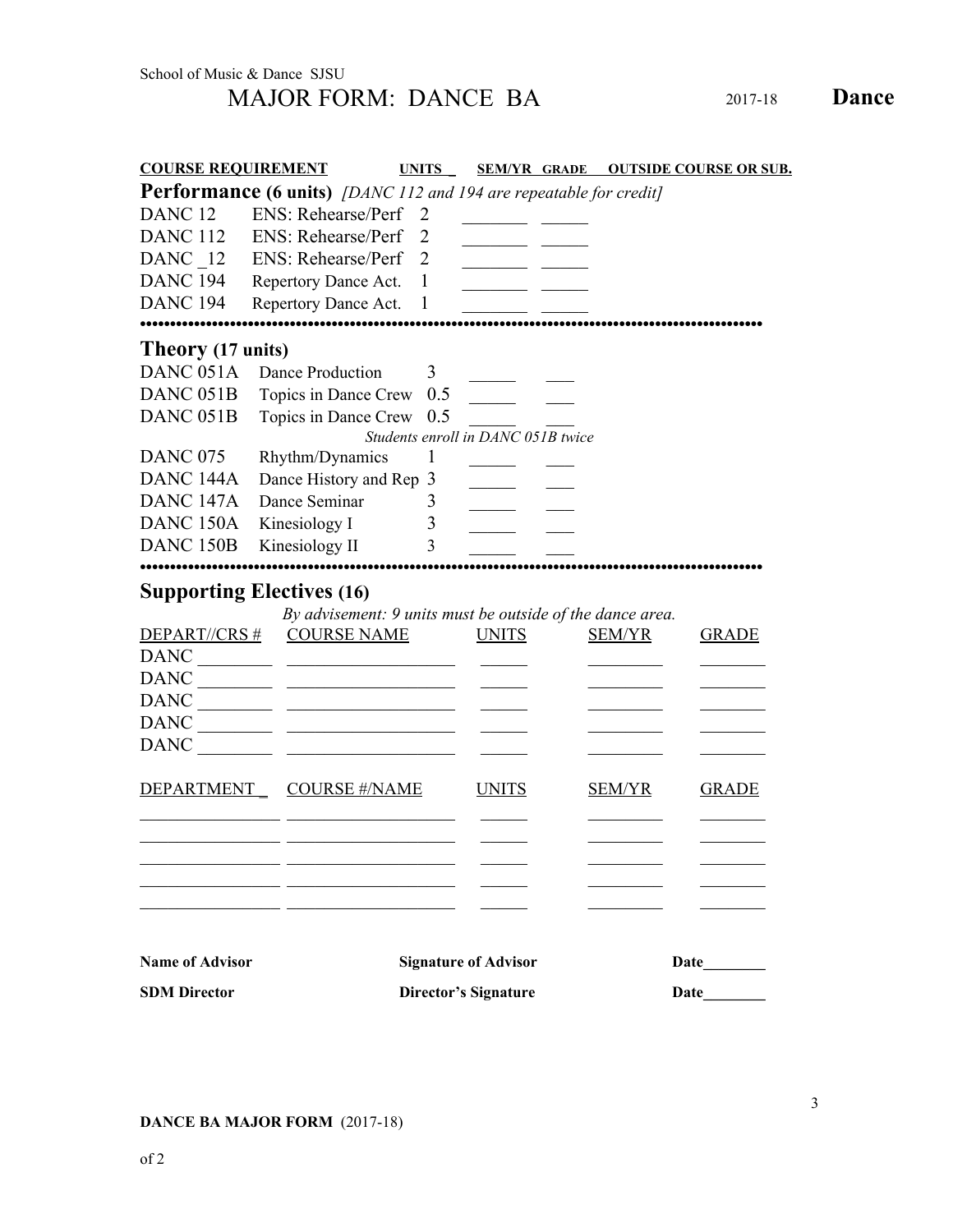School of Music & Dance SJSU

# MAJOR FORM: DANCE BA

2017-18 **Dance**

| COURSE REQUIREMENT | | UNITS | SEM/YR | GRADE | OUTSIDE COURSE OR SUB. |
|---|---|---|---|---|---|
| **Performance (6 units)** *[DANC 112 and 194 are repeatable for credit]* | | | | | |
| DANC 12 | ENS: Rehearse/Perf | 2 | _______ | _____ | |
| DANC 112 | ENS: Rehearse/Perf | 2 | _______ | _____ | |
| DANC _12 | ENS: Rehearse/Perf | 2 | _______ | _____ | |
| DANC 194 | Repertory Dance Act. | 1 | _______ | _____ | |
| DANC 194 | Repertory Dance Act. | 1 | _______ | _____ | |

## Theory (17 units)

| | | | | |
|---|---|---|---|---|
| DANC 051A | Dance Production | 3 | _____ | ___ |
| DANC 051B | Topics in Dance Crew | 0.5 | _____ | ___ |
| DANC 051B | Topics in Dance Crew | 0.5 | _____ | ___ |
| | *Students enroll in DANC 051B twice* | | | |
| DANC 075 | Rhythm/Dynamics | 1 | _____ | ___ |
| DANC 144A | Dance History and Rep | 3 | _____ | ___ |
| DANC 147A | Dance Seminar | 3 | _____ | ___ |
| DANC 150A | Kinesiology I | 3 | _____ | ___ |
| DANC 150B | Kinesiology II | 3 | _____ | ___ |

## Supporting Electives (16)

*By advisement: 9 units must be outside of the dance area.*

| DEPART//CRS # | COURSE NAME | UNITS | SEM/YR | GRADE |
|---|---|---|---|---|
| DANC ________ | ___________________ | _____ | ________ | _______ |
| DANC ________ | ___________________ | _____ | ________ | _______ |
| DANC ________ | ___________________ | _____ | ________ | _______ |
| DANC ________ | ___________________ | _____ | ________ | _______ |
| DANC ________ | ___________________ | _____ | ________ | _______ |

| DEPARTMENT | COURSE #/NAME | UNITS | SEM/YR | GRADE |
|---|---|---|---|---|
| ________________ | ___________________ | _____ | ________ | _______ |
| ________________ | ___________________ | _____ | ________ | _______ |
| ________________ | ___________________ | _____ | ________ | _______ |
| ________________ | ___________________ | _____ | ________ | _______ |
| ________________ | ___________________ | _____ | ________ | _______ |

| | | |
|---|---|---|
| **Name of Advisor** | **Signature of Advisor** | **Date________** |
| **SDM Director** | **Director's Signature** | **Date________** |

**DANCE BA MAJOR FORM** (2017-18)